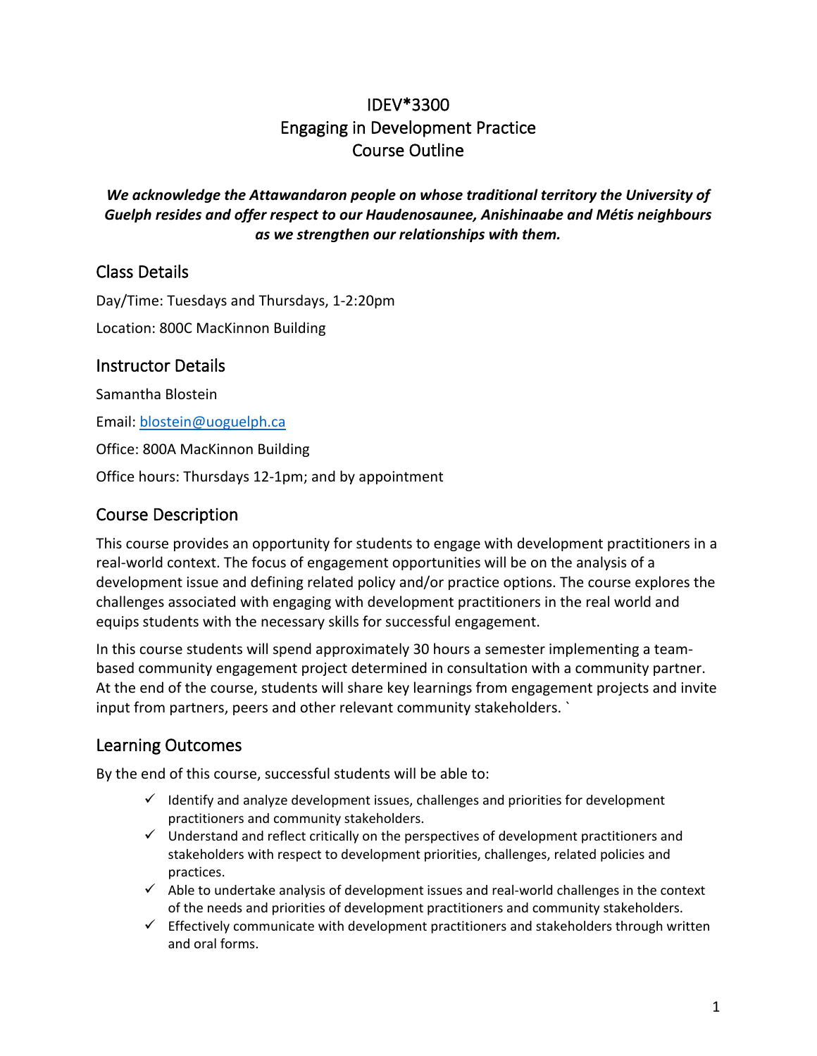# IDEV*3300
# Engaging in Development Practice
# Course Outline

***We acknowledge the Attawandaron people on whose traditional territory the University of Guelph resides and offer respect to our Haudenosaunee, Anishinaabe and Métis neighbours as we strengthen our relationships with them.***

## Class Details

Day/Time: Tuesdays and Thursdays, 1-2:20pm

Location: 800C MacKinnon Building

## Instructor Details

Samantha Blostein

Email: blostein@uoguelph.ca

Office: 800A MacKinnon Building

Office hours: Thursdays 12-1pm; and by appointment

## Course Description

This course provides an opportunity for students to engage with development practitioners in a real-world context. The focus of engagement opportunities will be on the analysis of a development issue and defining related policy and/or practice options. The course explores the challenges associated with engaging with development practitioners in the real world and equips students with the necessary skills for successful engagement.

In this course students will spend approximately 30 hours a semester implementing a team-based community engagement project determined in consultation with a community partner. At the end of the course, students will share key learnings from engagement projects and invite input from partners, peers and other relevant community stakeholders. `

## Learning Outcomes

By the end of this course, successful students will be able to:

- ✓ Identify and analyze development issues, challenges and priorities for development practitioners and community stakeholders.
- ✓ Understand and reflect critically on the perspectives of development practitioners and stakeholders with respect to development priorities, challenges, related policies and practices.
- ✓ Able to undertake analysis of development issues and real-world challenges in the context of the needs and priorities of development practitioners and community stakeholders.
- ✓ Effectively communicate with development practitioners and stakeholders through written and oral forms.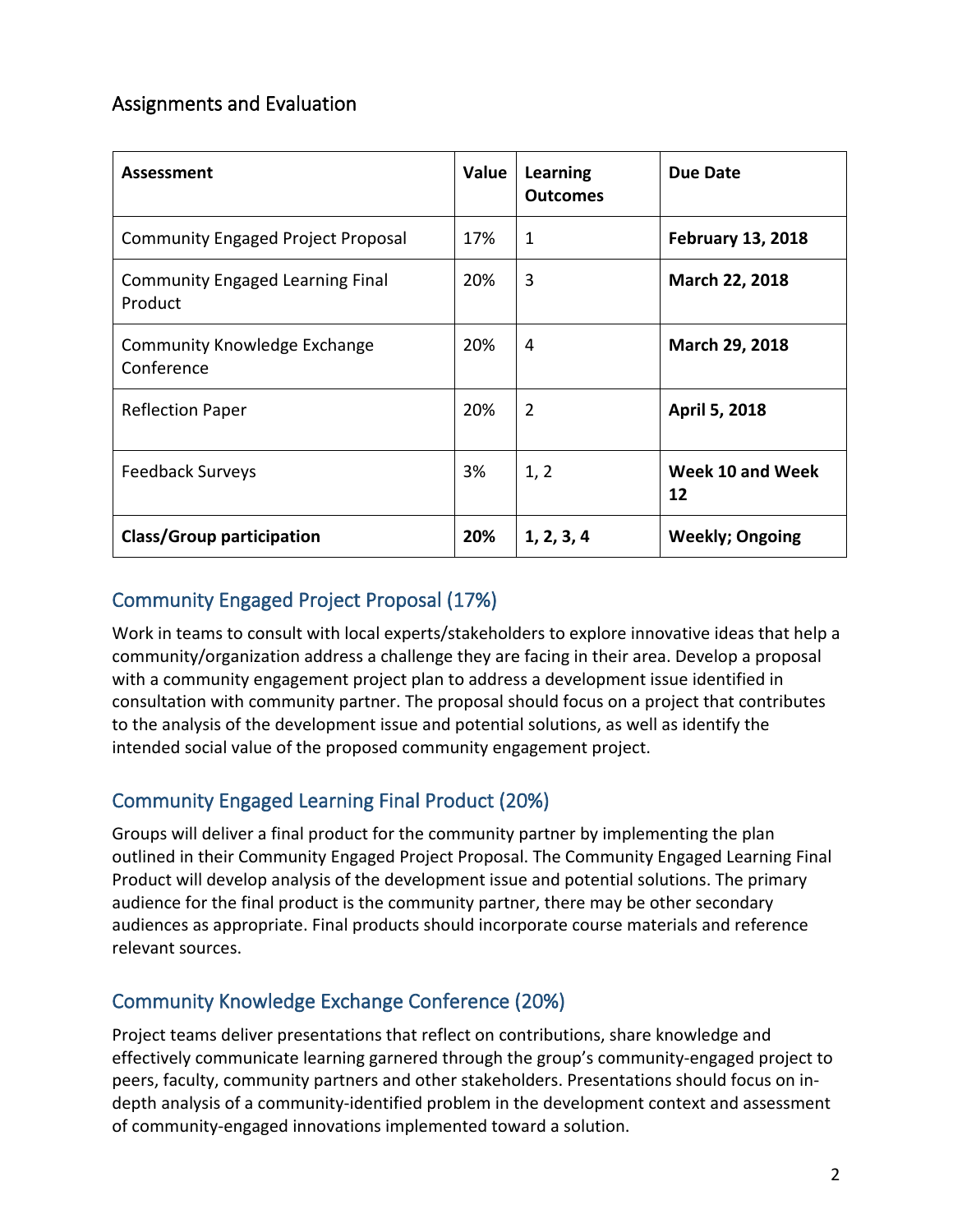## Assignments and Evaluation

| Assessment | Value | Learning Outcomes | Due Date |
|---|---|---|---|
| Community Engaged Project Proposal | 17% | 1 | **February 13, 2018** |
| Community Engaged Learning Final Product | 20% | 3 | **March 22, 2018** |
| Community Knowledge Exchange Conference | 20% | 4 | **March 29, 2018** |
| Reflection Paper | 20% | 2 | **April 5, 2018** |
| Feedback Surveys | 3% | 1, 2 | **Week 10 and Week 12** |
| **Class/Group participation** | **20%** | **1, 2, 3, 4** | **Weekly; Ongoing** |

### Community Engaged Project Proposal (17%)

Work in teams to consult with local experts/stakeholders to explore innovative ideas that help a community/organization address a challenge they are facing in their area. Develop a proposal with a community engagement project plan to address a development issue identified in consultation with community partner. The proposal should focus on a project that contributes to the analysis of the development issue and potential solutions, as well as identify the intended social value of the proposed community engagement project.

### Community Engaged Learning Final Product (20%)

Groups will deliver a final product for the community partner by implementing the plan outlined in their Community Engaged Project Proposal. The Community Engaged Learning Final Product will develop analysis of the development issue and potential solutions. The primary audience for the final product is the community partner, there may be other secondary audiences as appropriate. Final products should incorporate course materials and reference relevant sources.

### Community Knowledge Exchange Conference (20%)

Project teams deliver presentations that reflect on contributions, share knowledge and effectively communicate learning garnered through the group's community-engaged project to peers, faculty, community partners and other stakeholders. Presentations should focus on in-depth analysis of a community-identified problem in the development context and assessment of community-engaged innovations implemented toward a solution.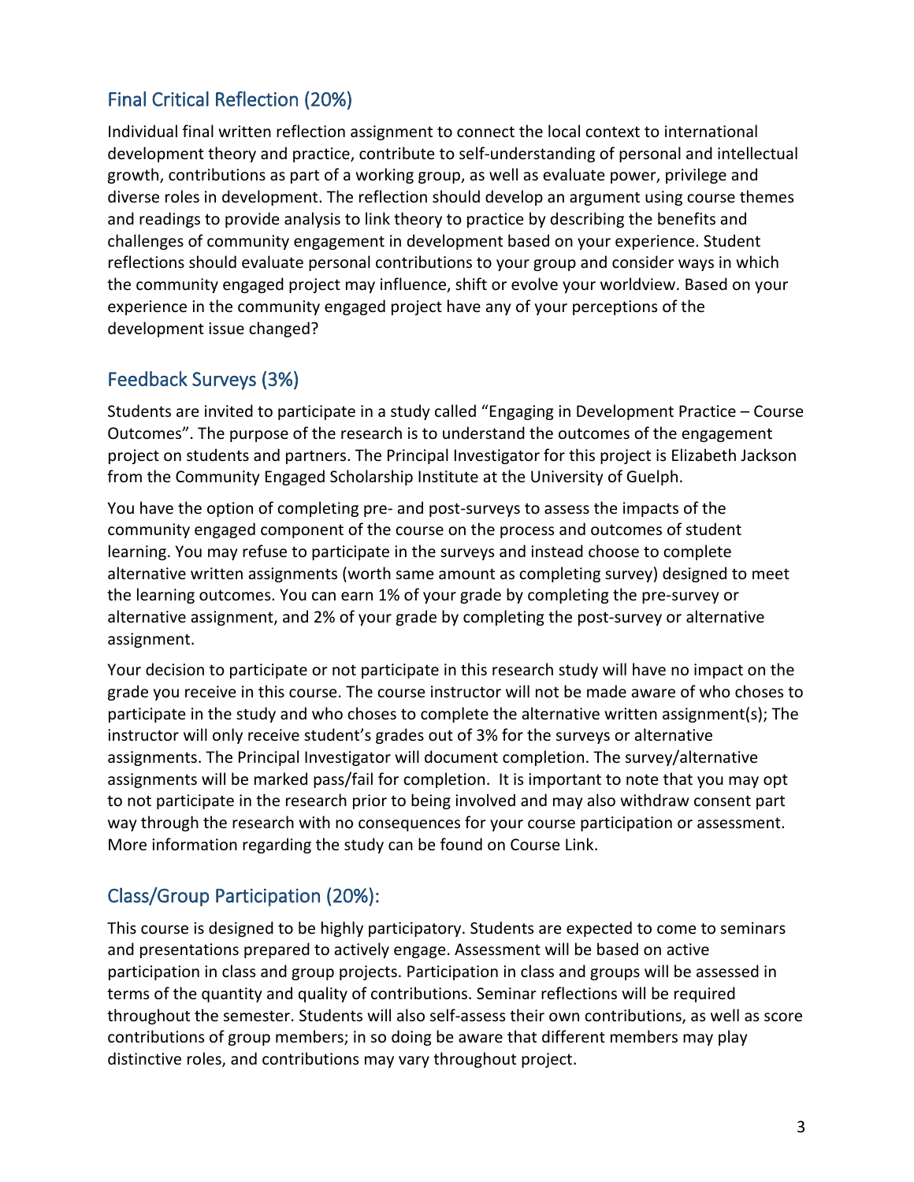## Final Critical Reflection (20%)

Individual final written reflection assignment to connect the local context to international development theory and practice, contribute to self-understanding of personal and intellectual growth, contributions as part of a working group, as well as evaluate power, privilege and diverse roles in development. The reflection should develop an argument using course themes and readings to provide analysis to link theory to practice by describing the benefits and challenges of community engagement in development based on your experience. Student reflections should evaluate personal contributions to your group and consider ways in which the community engaged project may influence, shift or evolve your worldview. Based on your experience in the community engaged project have any of your perceptions of the development issue changed?

## Feedback Surveys (3%)

Students are invited to participate in a study called "Engaging in Development Practice – Course Outcomes". The purpose of the research is to understand the outcomes of the engagement project on students and partners. The Principal Investigator for this project is Elizabeth Jackson from the Community Engaged Scholarship Institute at the University of Guelph.

You have the option of completing pre- and post-surveys to assess the impacts of the community engaged component of the course on the process and outcomes of student learning. You may refuse to participate in the surveys and instead choose to complete alternative written assignments (worth same amount as completing survey) designed to meet the learning outcomes. You can earn 1% of your grade by completing the pre-survey or alternative assignment, and 2% of your grade by completing the post-survey or alternative assignment.

Your decision to participate or not participate in this research study will have no impact on the grade you receive in this course. The course instructor will not be made aware of who choses to participate in the study and who choses to complete the alternative written assignment(s); The instructor will only receive student's grades out of 3% for the surveys or alternative assignments. The Principal Investigator will document completion. The survey/alternative assignments will be marked pass/fail for completion. It is important to note that you may opt to not participate in the research prior to being involved and may also withdraw consent part way through the research with no consequences for your course participation or assessment. More information regarding the study can be found on Course Link.

## Class/Group Participation (20%):

This course is designed to be highly participatory. Students are expected to come to seminars and presentations prepared to actively engage. Assessment will be based on active participation in class and group projects. Participation in class and groups will be assessed in terms of the quantity and quality of contributions. Seminar reflections will be required throughout the semester. Students will also self-assess their own contributions, as well as score contributions of group members; in so doing be aware that different members may play distinctive roles, and contributions may vary throughout project.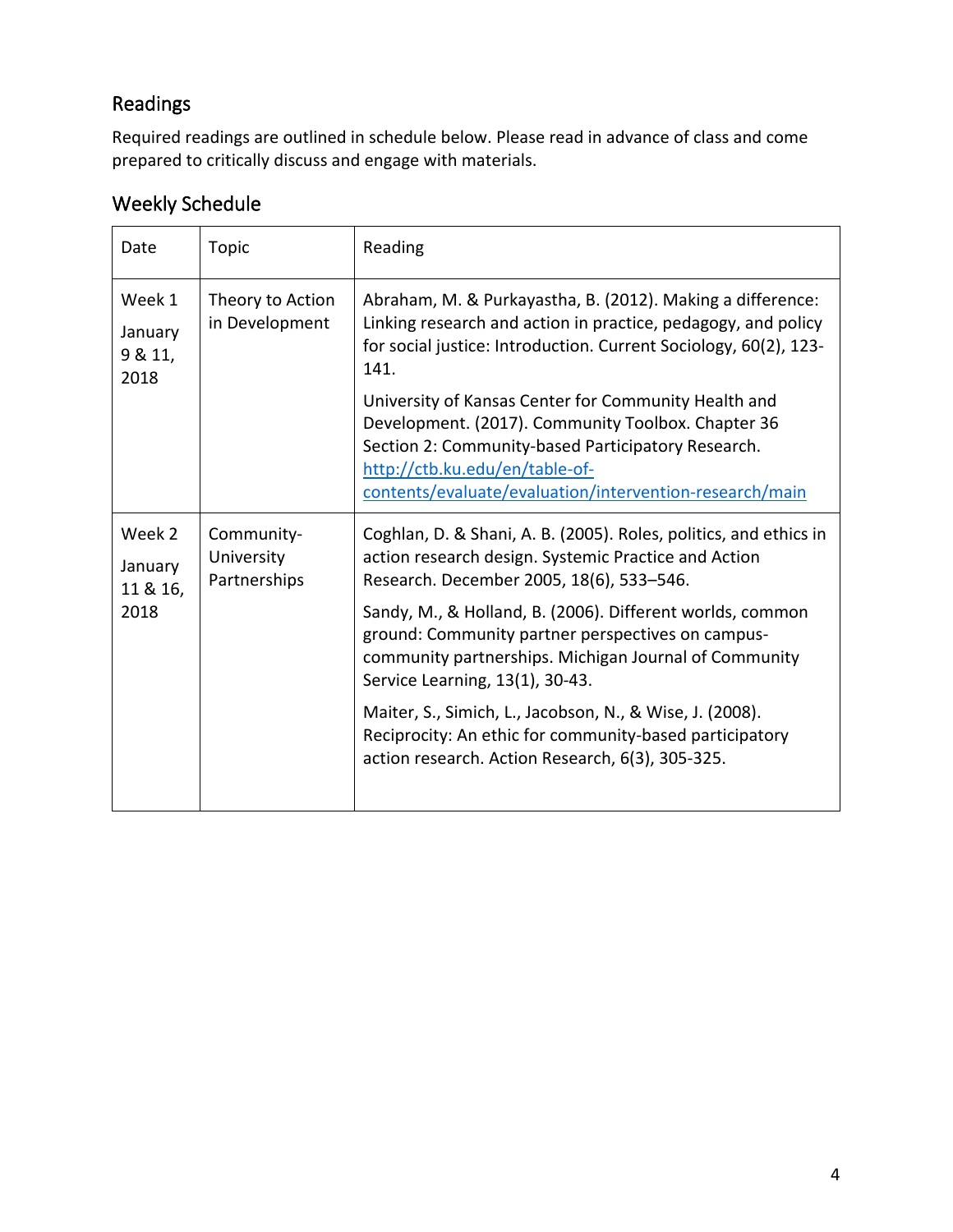## Readings

Required readings are outlined in schedule below. Please read in advance of class and come prepared to critically discuss and engage with materials.

## Weekly Schedule

| Date | Topic | Reading |
|---|---|---|
| Week 1<br>January 9 & 11, 2018 | Theory to Action in Development | Abraham, M. & Purkayastha, B. (2012). Making a difference: Linking research and action in practice, pedagogy, and policy for social justice: Introduction. Current Sociology, 60(2), 123-141.<br><br>University of Kansas Center for Community Health and Development. (2017). Community Toolbox. Chapter 36 Section 2: Community-based Participatory Research. [http://ctb.ku.edu/en/table-of-contents/evaluate/evaluation/intervention-research/main](http://ctb.ku.edu/en/table-of-contents/evaluate/evaluation/intervention-research/main) |
| Week 2<br>January 11 & 16, 2018 | Community-University Partnerships | Coghlan, D. & Shani, A. B. (2005). Roles, politics, and ethics in action research design. Systemic Practice and Action Research. December 2005, 18(6), 533–546.<br><br>Sandy, M., & Holland, B. (2006). Different worlds, common ground: Community partner perspectives on campus-community partnerships. Michigan Journal of Community Service Learning, 13(1), 30-43.<br><br>Maiter, S., Simich, L., Jacobson, N., & Wise, J. (2008). Reciprocity: An ethic for community-based participatory action research. Action Research, 6(3), 305-325. |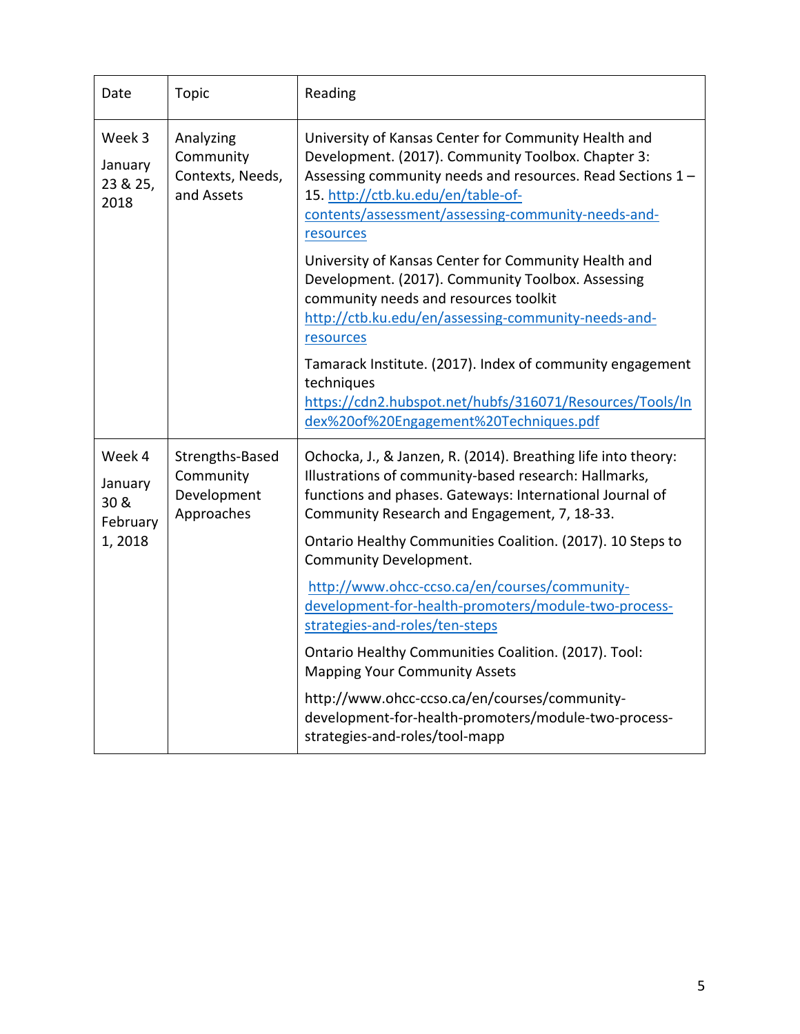| Date | Topic | Reading |
|---|---|---|
| Week 3<br><br>January 23 & 25, 2018 | Analyzing Community Contexts, Needs, and Assets | University of Kansas Center for Community Health and Development. (2017). Community Toolbox. Chapter 3: Assessing community needs and resources. Read Sections 1 – 15. http://ctb.ku.edu/en/table-of-contents/assessment/assessing-community-needs-and-resources<br><br>University of Kansas Center for Community Health and Development. (2017). Community Toolbox. Assessing community needs and resources toolkit http://ctb.ku.edu/en/assessing-community-needs-and-resources<br><br>Tamarack Institute. (2017). Index of community engagement techniques https://cdn2.hubspot.net/hubfs/316071/Resources/Tools/Index%20of%20Engagement%20Techniques.pdf |
| Week 4<br><br>January 30 & February 1, 2018 | Strengths-Based Community Development Approaches | Ochocka, J., & Janzen, R. (2014). Breathing life into theory: Illustrations of community-based research: Hallmarks, functions and phases. Gateways: International Journal of Community Research and Engagement, 7, 18-33.<br><br>Ontario Healthy Communities Coalition. (2017). 10 Steps to Community Development.<br><br>http://www.ohcc-ccso.ca/en/courses/community-development-for-health-promoters/module-two-process-strategies-and-roles/ten-steps<br><br>Ontario Healthy Communities Coalition. (2017). Tool: Mapping Your Community Assets<br><br>http://www.ohcc-ccso.ca/en/courses/community-development-for-health-promoters/module-two-process-strategies-and-roles/tool-mapp |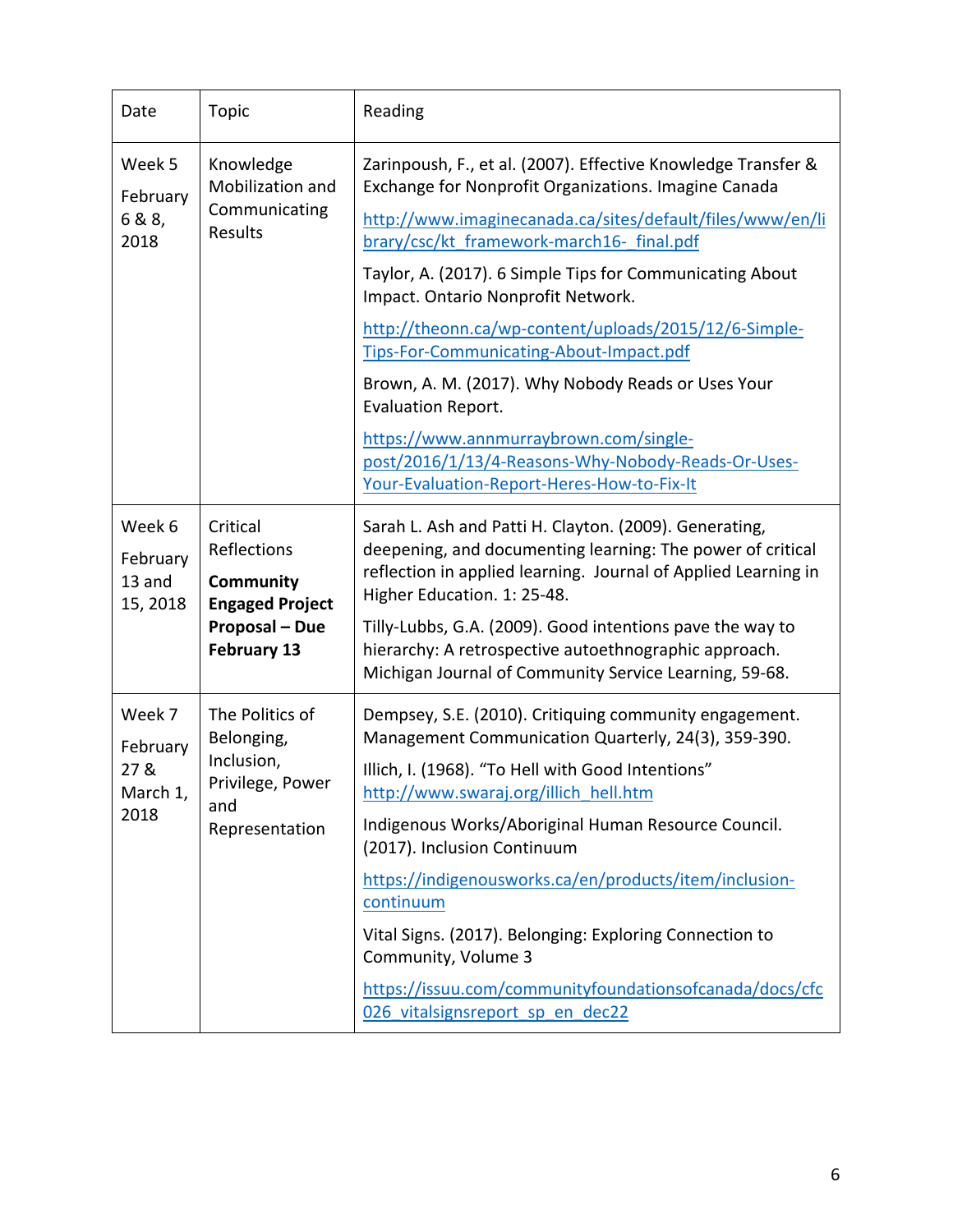| Date | Topic | Reading |
|---|---|---|
| Week 5<br>February 6 & 8, 2018 | Knowledge Mobilization and Communicating Results | Zarinpoush, F., et al. (2007). Effective Knowledge Transfer & Exchange for Nonprofit Organizations. Imagine Canada<br>http://www.imaginecanada.ca/sites/default/files/www/en/library/csc/kt_framework-march16-_final.pdf<br>Taylor, A. (2017). 6 Simple Tips for Communicating About Impact. Ontario Nonprofit Network.<br>http://theonn.ca/wp-content/uploads/2015/12/6-Simple-Tips-For-Communicating-About-Impact.pdf<br>Brown, A. M. (2017). Why Nobody Reads or Uses Your Evaluation Report.<br>https://www.annmurraybrown.com/single-post/2016/1/13/4-Reasons-Why-Nobody-Reads-Or-Uses-Your-Evaluation-Report-Heres-How-to-Fix-It |
| Week 6<br>February 13 and 15, 2018 | Critical Reflections<br>**Community Engaged Project Proposal – Due February 13** | Sarah L. Ash and Patti H. Clayton. (2009). Generating, deepening, and documenting learning: The power of critical reflection in applied learning. Journal of Applied Learning in Higher Education. 1: 25-48.<br>Tilly-Lubbs, G.A. (2009). Good intentions pave the way to hierarchy: A retrospective autoethnographic approach. Michigan Journal of Community Service Learning, 59-68. |
| Week 7<br>February 27 & March 1, 2018 | The Politics of Belonging, Inclusion, Privilege, Power and Representation | Dempsey, S.E. (2010). Critiquing community engagement. Management Communication Quarterly, 24(3), 359-390.<br>Illich, I. (1968). "To Hell with Good Intentions" http://www.swaraj.org/illich_hell.htm<br>Indigenous Works/Aboriginal Human Resource Council. (2017). Inclusion Continuum<br>https://indigenousworks.ca/en/products/item/inclusion-continuum<br>Vital Signs. (2017). Belonging: Exploring Connection to Community, Volume 3<br>https://issuu.com/communityfoundationsofcanada/docs/cfc026_vitalsignsreport_sp_en_dec22 |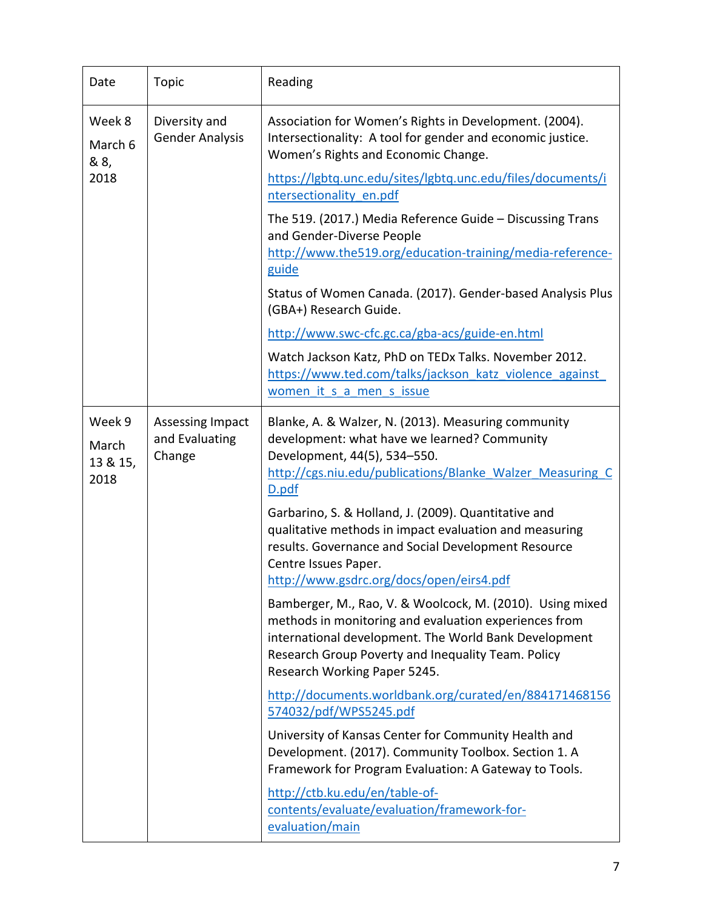| Date | Topic | Reading |
|---|---|---|
| Week 8 March 6 & 8, 2018 | Diversity and Gender Analysis | Association for Women's Rights in Development. (2004). Intersectionality: A tool for gender and economic justice. Women's Rights and Economic Change. https://lgbtq.unc.edu/sites/lgbtq.unc.edu/files/documents/intersectionality_en.pdf<br><br>The 519. (2017.) Media Reference Guide – Discussing Trans and Gender-Diverse People http://www.the519.org/education-training/media-reference-guide<br><br>Status of Women Canada. (2017). Gender-based Analysis Plus (GBA+) Research Guide. http://www.swc-cfc.gc.ca/gba-acs/guide-en.html<br><br>Watch Jackson Katz, PhD on TEDx Talks. November 2012. https://www.ted.com/talks/jackson_katz_violence_against_women_it_s_a_men_s_issue |
| Week 9 March 13 & 15, 2018 | Assessing Impact and Evaluating Change | Blanke, A. & Walzer, N. (2013). Measuring community development: what have we learned? Community Development, 44(5), 534–550. http://cgs.niu.edu/publications/Blanke_Walzer_Measuring_CD.pdf<br><br>Garbarino, S. & Holland, J. (2009). Quantitative and qualitative methods in impact evaluation and measuring results. Governance and Social Development Resource Centre Issues Paper. http://www.gsdrc.org/docs/open/eirs4.pdf<br><br>Bamberger, M., Rao, V. & Woolcock, M. (2010). Using mixed methods in monitoring and evaluation experiences from international development. The World Bank Development Research Group Poverty and Inequality Team. Policy Research Working Paper 5245.<br><br>http://documents.worldbank.org/curated/en/884171468156574032/pdf/WPS5245.pdf<br><br>University of Kansas Center for Community Health and Development. (2017). Community Toolbox. Section 1. A Framework for Program Evaluation: A Gateway to Tools.<br><br>http://ctb.ku.edu/en/table-of-contents/evaluate/evaluation/framework-for-evaluation/main |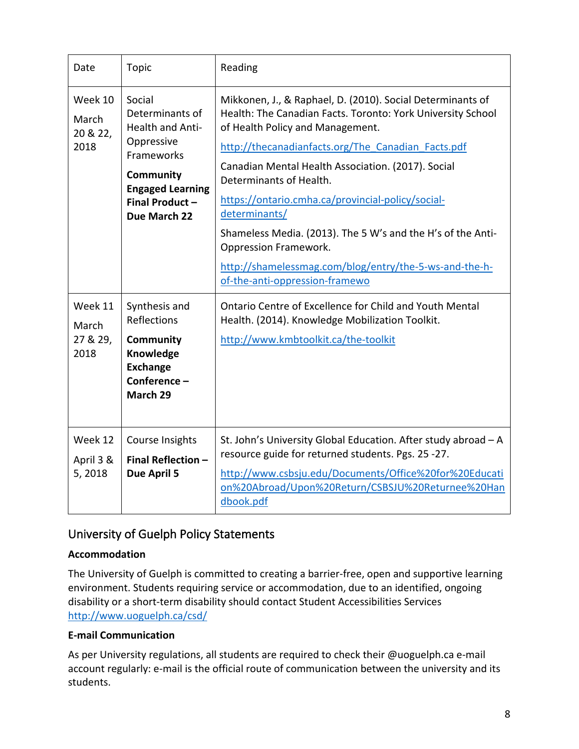| Date | Topic | Reading |
|---|---|---|
| Week 10<br>March 20 & 22, 2018 | Social Determinants of Health and Anti-Oppressive Frameworks<br>**Community Engaged Learning Final Product – Due March 22** | Mikkonen, J., & Raphael, D. (2010). Social Determinants of Health: The Canadian Facts. Toronto: York University School of Health Policy and Management.<br>http://thecanadianfacts.org/The_Canadian_Facts.pdf<br>Canadian Mental Health Association. (2017). Social Determinants of Health.<br>https://ontario.cmha.ca/provincial-policy/social-determinants/<br>Shameless Media. (2013). The 5 W's and the H's of the Anti-Oppression Framework.<br>http://shamelessmag.com/blog/entry/the-5-ws-and-the-h-of-the-anti-oppression-framewo |
| Week 11<br>March 27 & 29, 2018 | Synthesis and Reflections<br>**Community Knowledge Exchange Conference – March 29** | Ontario Centre of Excellence for Child and Youth Mental Health. (2014). Knowledge Mobilization Toolkit.<br>http://www.kmbtoolkit.ca/the-toolkit |
| Week 12<br>April 3 & 5, 2018 | Course Insights<br>**Final Reflection – Due April 5** | St. John's University Global Education. After study abroad – A resource guide for returned students. Pgs. 25 -27.<br>http://www.csbsju.edu/Documents/Office%20for%20Education%20Abroad/Upon%20Return/CSBSJU%20Returnee%20Handbook.pdf |

## University of Guelph Policy Statements

**Accommodation**

The University of Guelph is committed to creating a barrier-free, open and supportive learning environment. Students requiring service or accommodation, due to an identified, ongoing disability or a short-term disability should contact Student Accessibilities Services http://www.uoguelph.ca/csd/

**E-mail Communication**

As per University regulations, all students are required to check their @uoguelph.ca e-mail account regularly: e-mail is the official route of communication between the university and its students.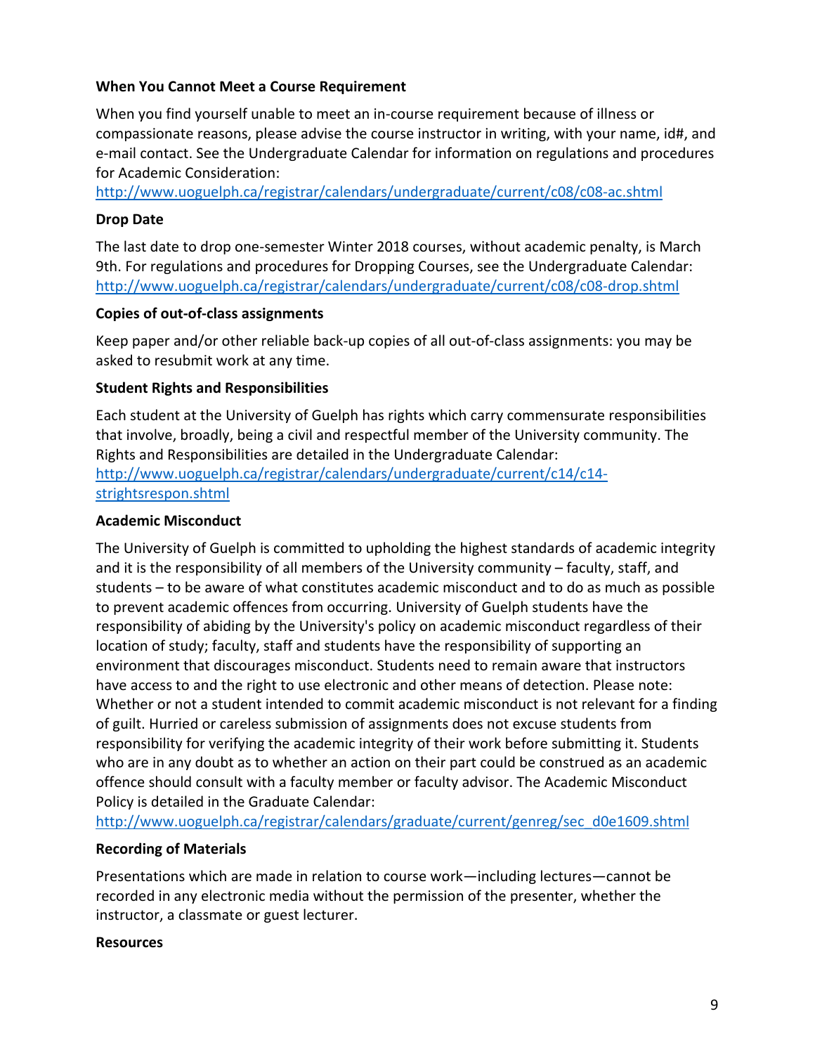**When You Cannot Meet a Course Requirement**

When you find yourself unable to meet an in-course requirement because of illness or compassionate reasons, please advise the course instructor in writing, with your name, id#, and e-mail contact. See the Undergraduate Calendar for information on regulations and procedures for Academic Consideration:
http://www.uoguelph.ca/registrar/calendars/undergraduate/current/c08/c08-ac.shtml

**Drop Date**

The last date to drop one-semester Winter 2018 courses, without academic penalty, is March 9th. For regulations and procedures for Dropping Courses, see the Undergraduate Calendar:
http://www.uoguelph.ca/registrar/calendars/undergraduate/current/c08/c08-drop.shtml

**Copies of out-of-class assignments**

Keep paper and/or other reliable back-up copies of all out-of-class assignments: you may be asked to resubmit work at any time.

**Student Rights and Responsibilities**

Each student at the University of Guelph has rights which carry commensurate responsibilities that involve, broadly, being a civil and respectful member of the University community. The Rights and Responsibilities are detailed in the Undergraduate Calendar:
http://www.uoguelph.ca/registrar/calendars/undergraduate/current/c14/c14-strightsrespon.shtml

**Academic Misconduct**

The University of Guelph is committed to upholding the highest standards of academic integrity and it is the responsibility of all members of the University community – faculty, staff, and students – to be aware of what constitutes academic misconduct and to do as much as possible to prevent academic offences from occurring. University of Guelph students have the responsibility of abiding by the University's policy on academic misconduct regardless of their location of study; faculty, staff and students have the responsibility of supporting an environment that discourages misconduct. Students need to remain aware that instructors have access to and the right to use electronic and other means of detection. Please note: Whether or not a student intended to commit academic misconduct is not relevant for a finding of guilt. Hurried or careless submission of assignments does not excuse students from responsibility for verifying the academic integrity of their work before submitting it. Students who are in any doubt as to whether an action on their part could be construed as an academic offence should consult with a faculty member or faculty advisor. The Academic Misconduct Policy is detailed in the Graduate Calendar:
http://www.uoguelph.ca/registrar/calendars/graduate/current/genreg/sec_d0e1609.shtml

**Recording of Materials**

Presentations which are made in relation to course work—including lectures—cannot be recorded in any electronic media without the permission of the presenter, whether the instructor, a classmate or guest lecturer.

**Resources**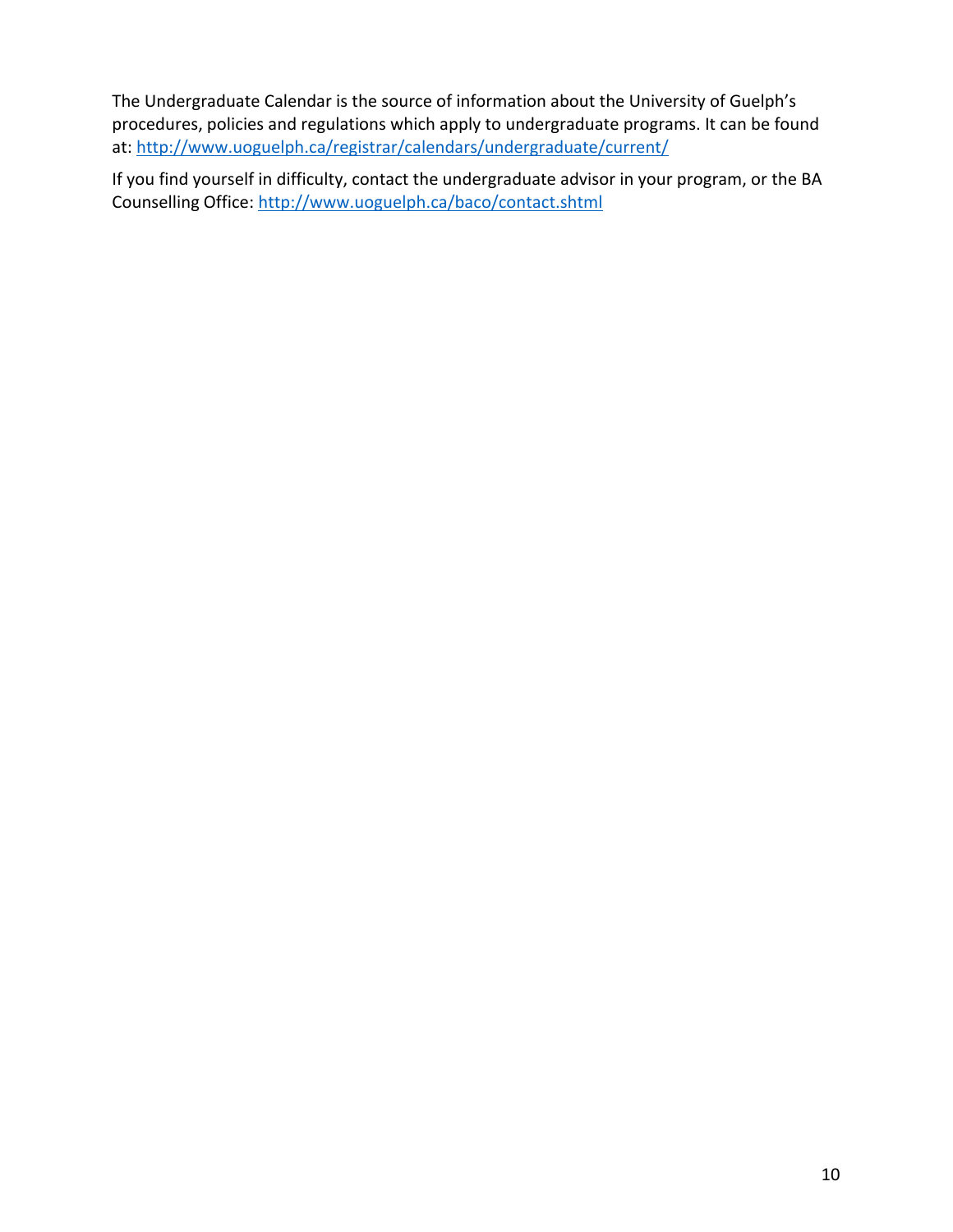The Undergraduate Calendar is the source of information about the University of Guelph's procedures, policies and regulations which apply to undergraduate programs. It can be found at: http://www.uoguelph.ca/registrar/calendars/undergraduate/current/

If you find yourself in difficulty, contact the undergraduate advisor in your program, or the BA Counselling Office: http://www.uoguelph.ca/baco/contact.shtml